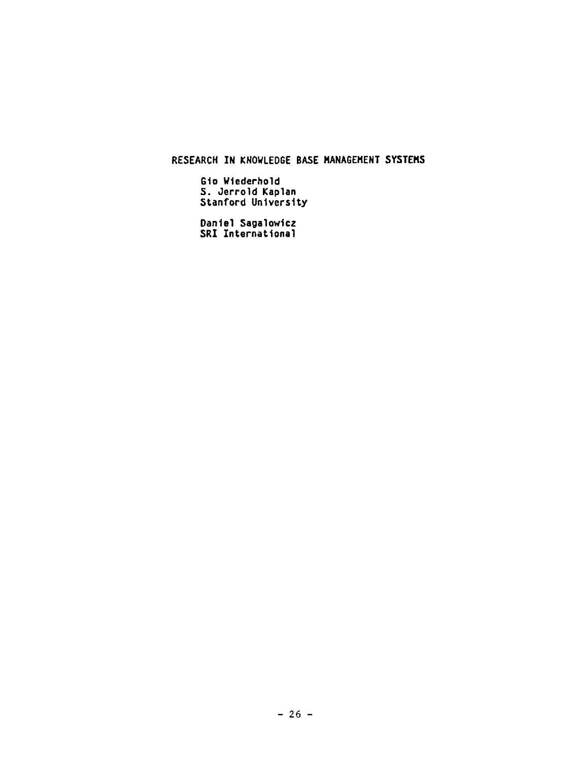# RESEARCH IN KNOWLEDGE BASE MANAGEMENT SYSTEMS

Gio Wiederhold
S. Jerrold Kaplan
Stanford University

Daniel Sagalowicz
SRI International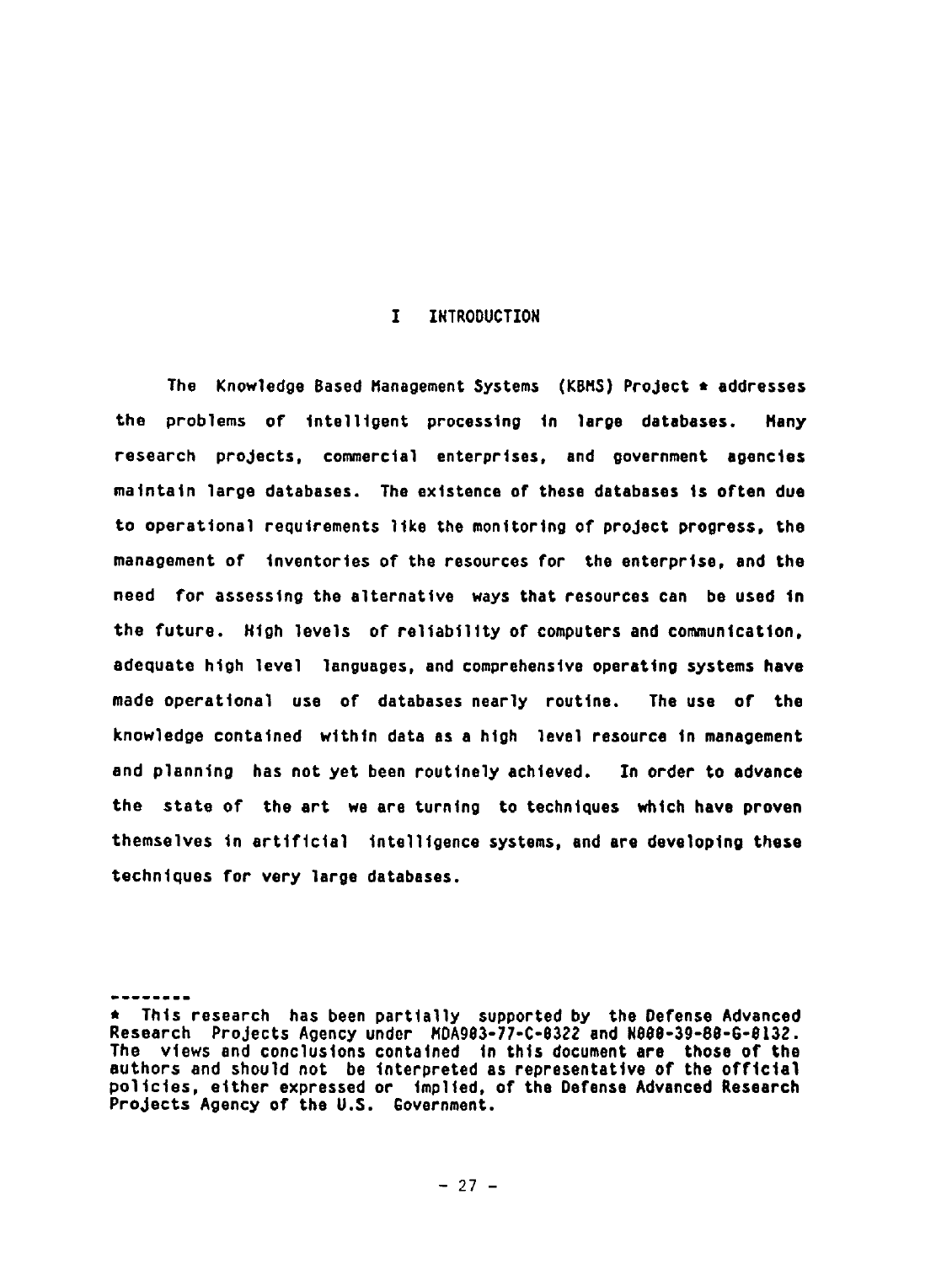# I INTRODUCTION

The Knowledge Based Management Systems (KBMS) Project * addresses the problems of intelligent processing in large databases. Many research projects, commercial enterprises, and government agencies maintain large databases. The existence of these databases is often due to operational requirements like the monitoring of project progress, the management of inventories of the resources for the enterprise, and the need for assessing the alternative ways that resources can be used in the future. High levels of reliability of computers and communication, adequate high level languages, and comprehensive operating systems have made operational use of databases nearly routine. The use of the knowledge contained within data as a high level resource in management and planning has not yet been routinely achieved. In order to advance the state of the art we are turning to techniques which have proven themselves in artificial intelligence systems, and are developing these techniques for very large databases.

--------

* This research has been partially supported by the Defense Advanced Research Projects Agency under MDA903-77-C-0322 and N000-39-80-G-0132. The views and conclusions contained in this document are those of the authors and should not be interpreted as representative of the official policies, either expressed or implied, of the Defense Advanced Research Projects Agency of the U.S. Government.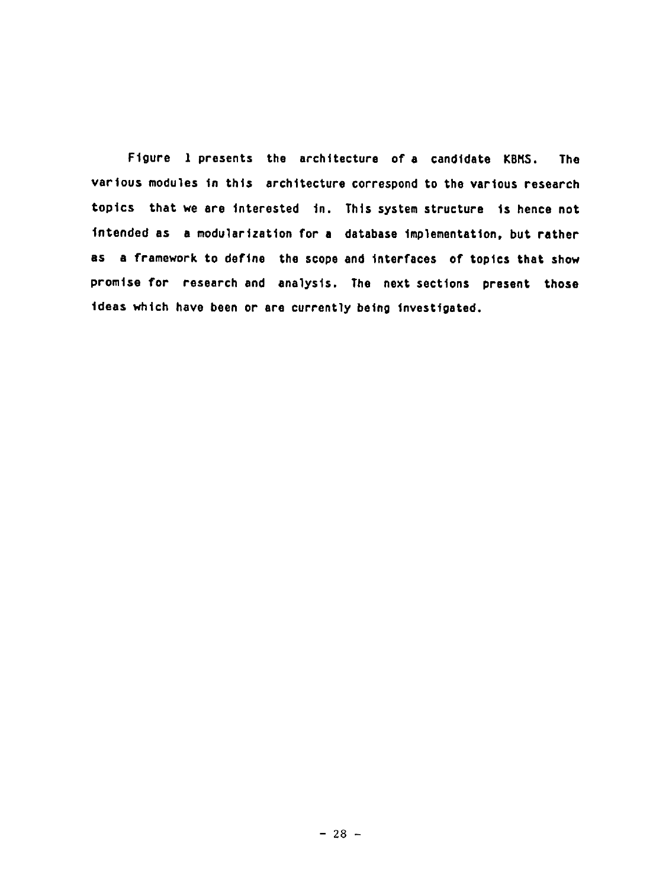Figure 1 presents the architecture of a candidate KBMS. The various modules in this architecture correspond to the various research topics that we are interested in. This system structure is hence not intended as a modularization for a database implementation, but rather as a framework to define the scope and interfaces of topics that show promise for research and analysis. The next sections present those ideas which have been or are currently being investigated.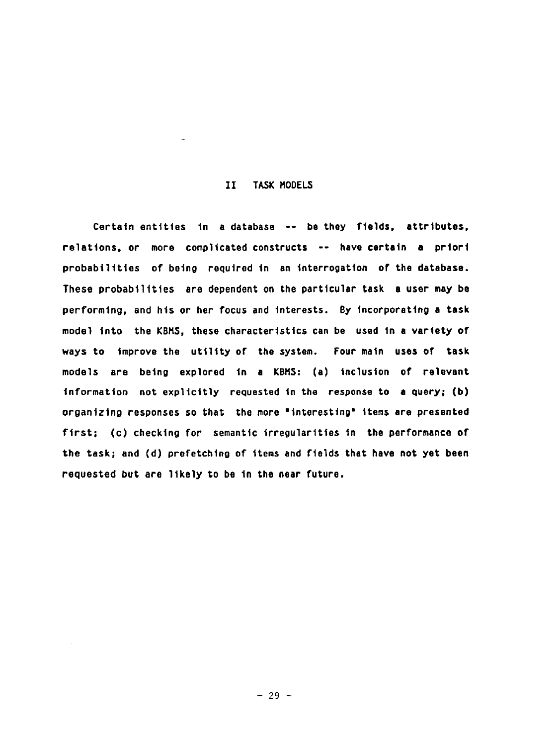## II TASK MODELS

Certain entities in a database -- be they fields, attributes, relations, or more complicated constructs -- have certain a priori probabilities of being required in an interrogation of the database. These probabilities are dependent on the particular task a user may be performing, and his or her focus and interests. By incorporating a task model into the KBMS, these characteristics can be used in a variety of ways to improve the utility of the system. Four main uses of task models are being explored in a KBMS: (a) inclusion of relevant information not explicitly requested in the response to a query; (b) organizing responses so that the more "interesting" items are presented first; (c) checking for semantic irregularities in the performance of the task; and (d) prefetching of items and fields that have not yet been requested but are likely to be in the near future.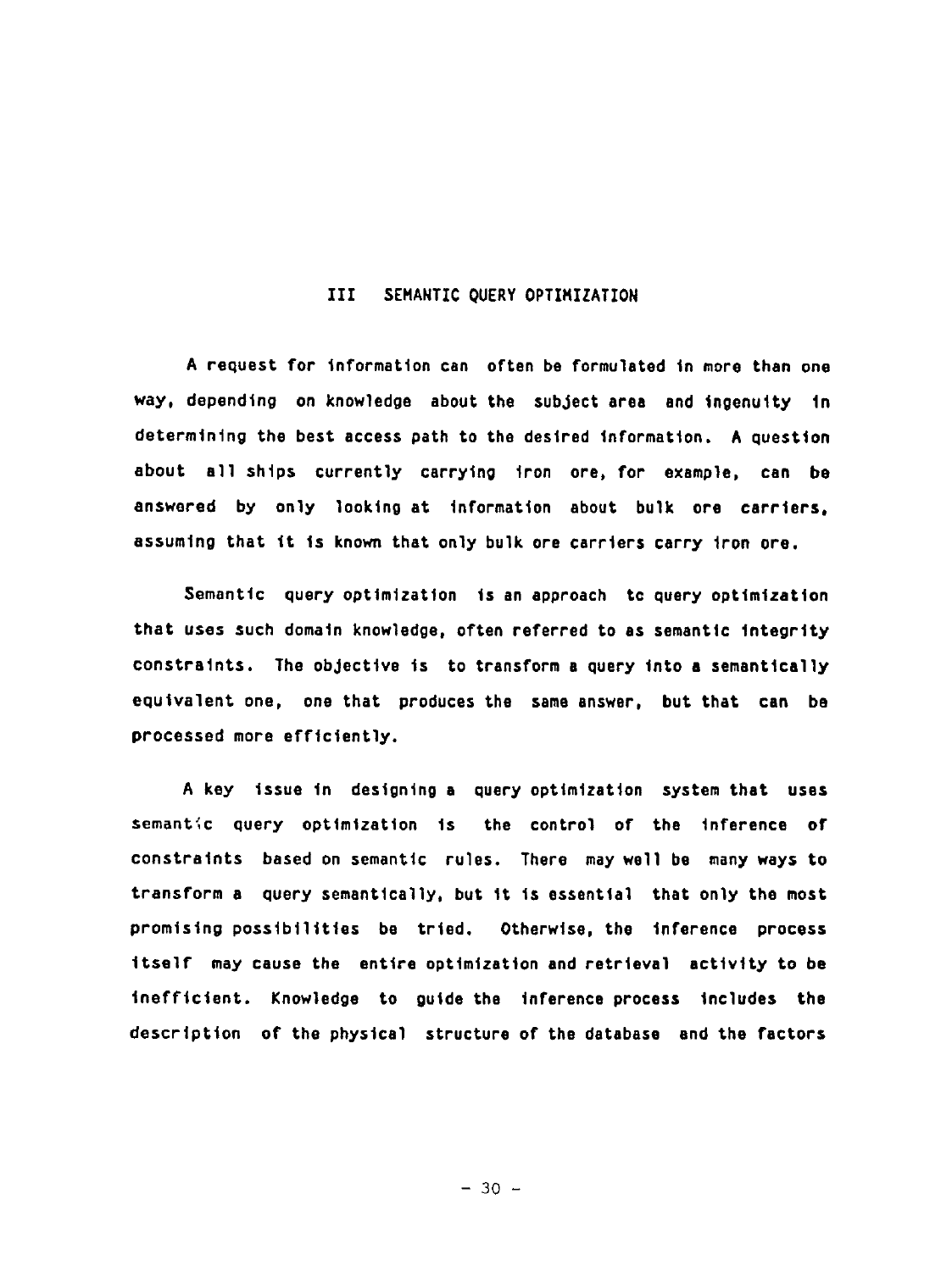# III SEMANTIC QUERY OPTIMIZATION

A request for information can often be formulated in more than one way, depending on knowledge about the subject area and ingenuity in determining the best access path to the desired information. A question about all ships currently carrying iron ore, for example, can be answered by only looking at information about bulk ore carriers, assuming that it is known that only bulk ore carriers carry iron ore.

Semantic query optimization is an approach to query optimization that uses such domain knowledge, often referred to as semantic integrity constraints. The objective is to transform a query into a semantically equivalent one, one that produces the same answer, but that can be processed more efficiently.

A key issue in designing a query optimization system that uses semantic query optimization is the control of the inference of constraints based on semantic rules. There may well be many ways to transform a query semantically, but it is essential that only the most promising possibilities be tried. Otherwise, the inference process itself may cause the entire optimization and retrieval activity to be inefficient. Knowledge to guide the inference process includes the description of the physical structure of the database and the factors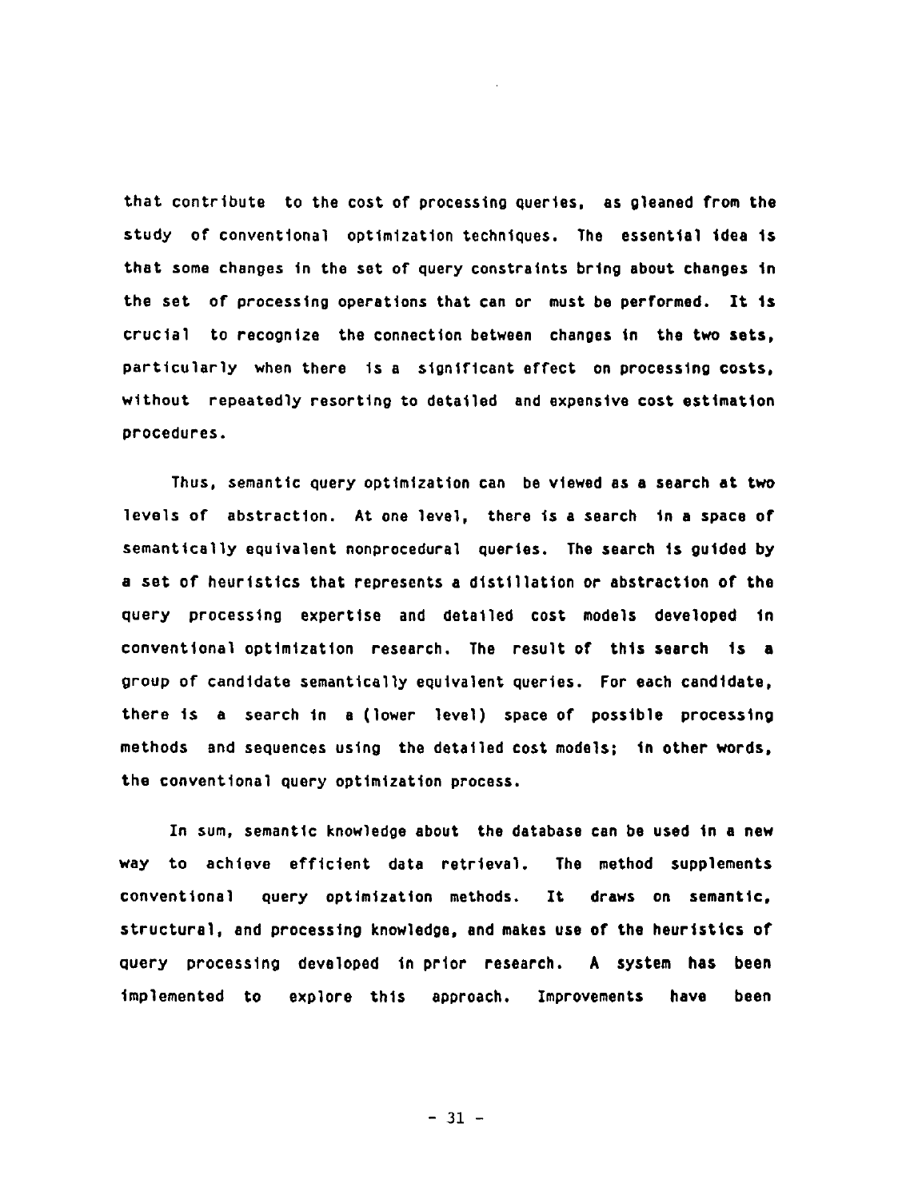that contribute to the cost of processing queries, as gleaned from the study of conventional optimization techniques. The essential idea is that some changes in the set of query constraints bring about changes in the set of processing operations that can or must be performed. It is crucial to recognize the connection between changes in the two sets, particularly when there is a significant effect on processing costs, without repeatedly resorting to detailed and expensive cost estimation procedures.

Thus, semantic query optimization can be viewed as a search at two levels of abstraction. At one level, there is a search in a space of semantically equivalent nonprocedural queries. The search is guided by a set of heuristics that represents a distillation or abstraction of the query processing expertise and detailed cost models developed in conventional optimization research. The result of this search is a group of candidate semantically equivalent queries. For each candidate, there is a search in a (lower level) space of possible processing methods and sequences using the detailed cost models; in other words, the conventional query optimization process.

In sum, semantic knowledge about the database can be used in a new way to achieve efficient data retrieval. The method supplements conventional query optimization methods. It draws on semantic, structural, and processing knowledge, and makes use of the heuristics of query processing developed in prior research. A system has been implemented to explore this approach. Improvements have been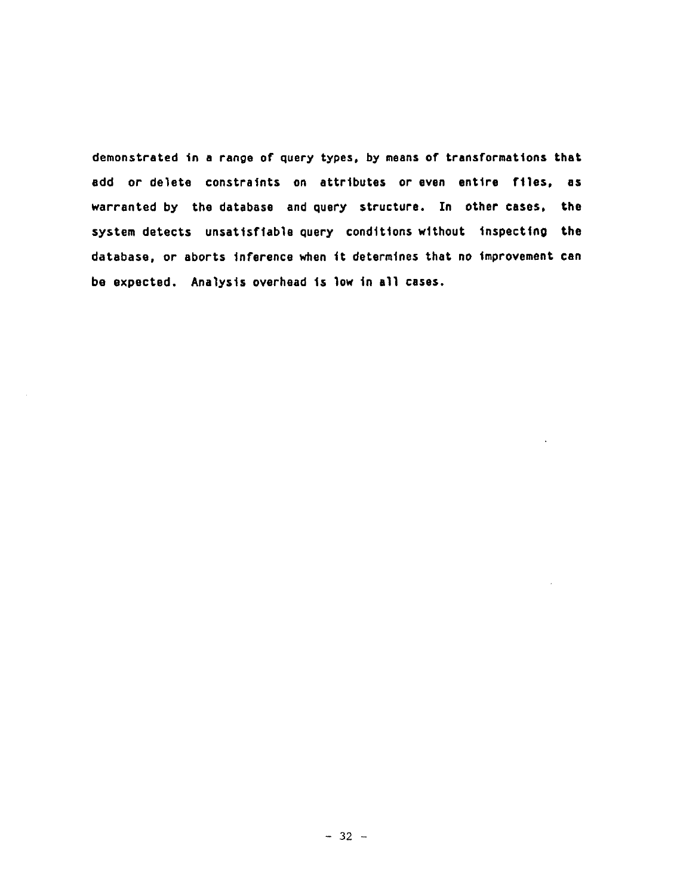demonstrated in a range of query types, by means of transformations that add or delete constraints on attributes or even entire files, as warranted by the database and query structure. In other cases, the system detects unsatisfiable query conditions without inspecting the database, or aborts inference when it determines that no improvement can be expected. Analysis overhead is low in all cases.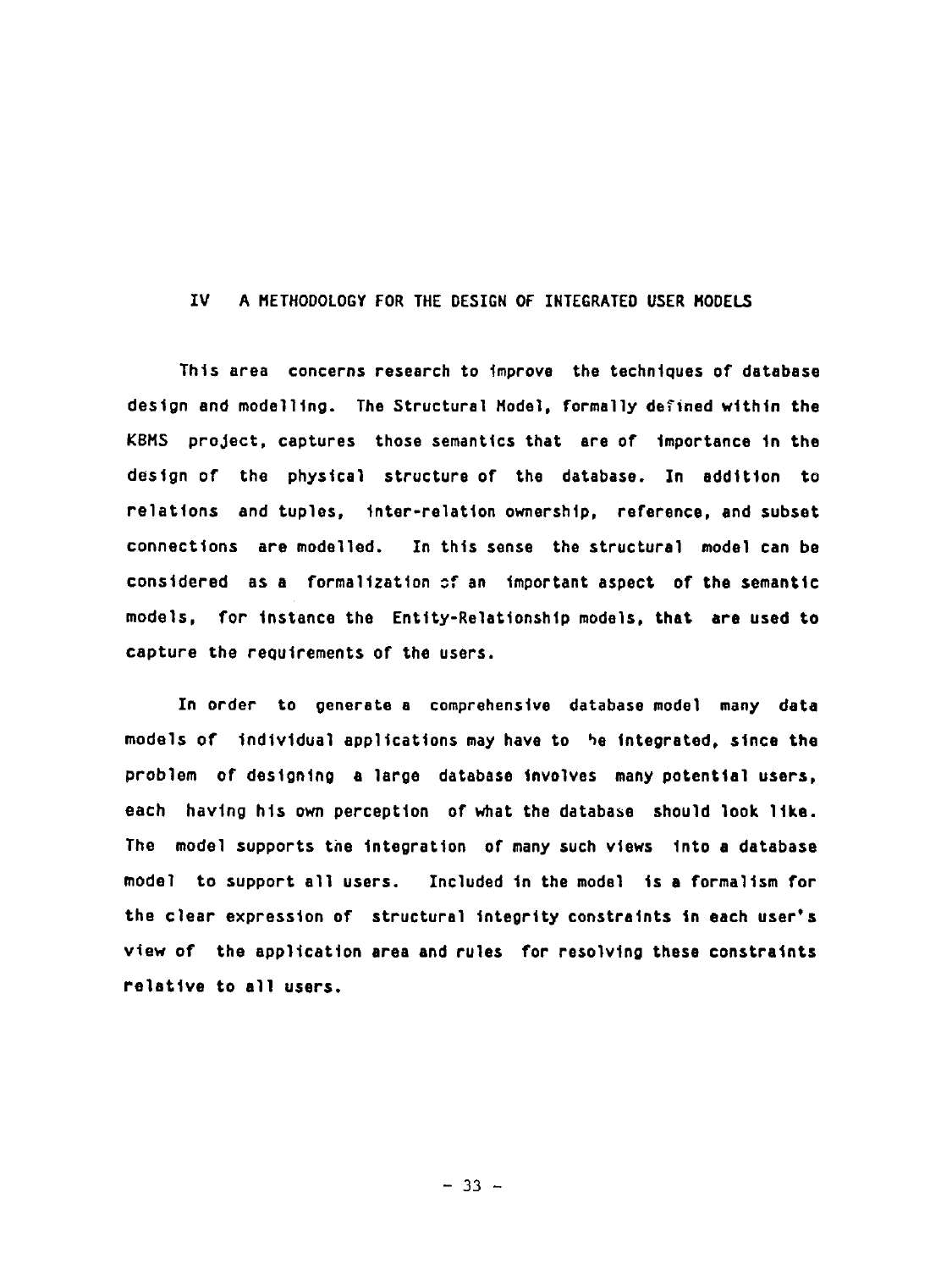## IV A METHODOLOGY FOR THE DESIGN OF INTEGRATED USER MODELS

This area concerns research to improve the techniques of database design and modelling. The Structural Model, formally defined within the KBMS project, captures those semantics that are of importance in the design of the physical structure of the database. In addition to relations and tuples, inter-relation ownership, reference, and subset connections are modelled. In this sense the structural model can be considered as a formalization of an important aspect of the semantic models, for instance the Entity-Relationship models, that are used to capture the requirements of the users.

In order to generate a comprehensive database model many data models of individual applications may have to be integrated, since the problem of designing a large database involves many potential users, each having his own perception of what the database should look like. The model supports the integration of many such views into a database model to support all users. Included in the model is a formalism for the clear expression of structural integrity constraints in each user's view of the application area and rules for resolving these constraints relative to all users.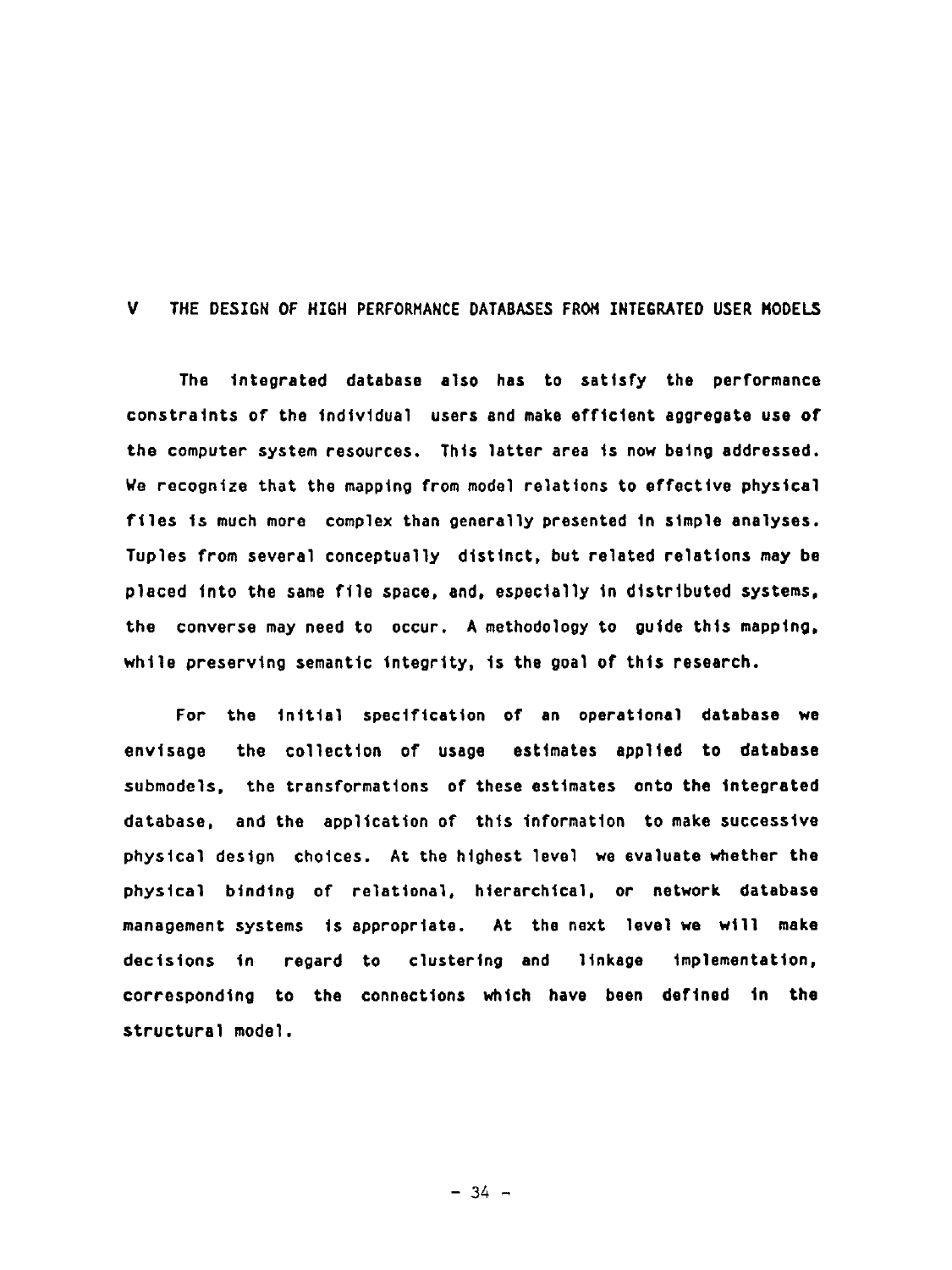## V THE DESIGN OF HIGH PERFORMANCE DATABASES FROM INTEGRATED USER MODELS

The integrated database also has to satisfy the performance constraints of the individual users and make efficient aggregate use of the computer system resources. This latter area is now being addressed. We recognize that the mapping from model relations to effective physical files is much more complex than generally presented in simple analyses. Tuples from several conceptually distinct, but related relations may be placed into the same file space, and, especially in distributed systems, the converse may need to occur. A methodology to guide this mapping, while preserving semantic integrity, is the goal of this research.

For the initial specification of an operational database we envisage the collection of usage estimates applied to database submodels, the transformations of these estimates onto the integrated database, and the application of this information to make successive physical design choices. At the highest level we evaluate whether the physical binding of relational, hierarchical, or network database management systems is appropriate. At the next level we will make decisions in regard to clustering and linkage implementation, corresponding to the connections which have been defined in the structural model.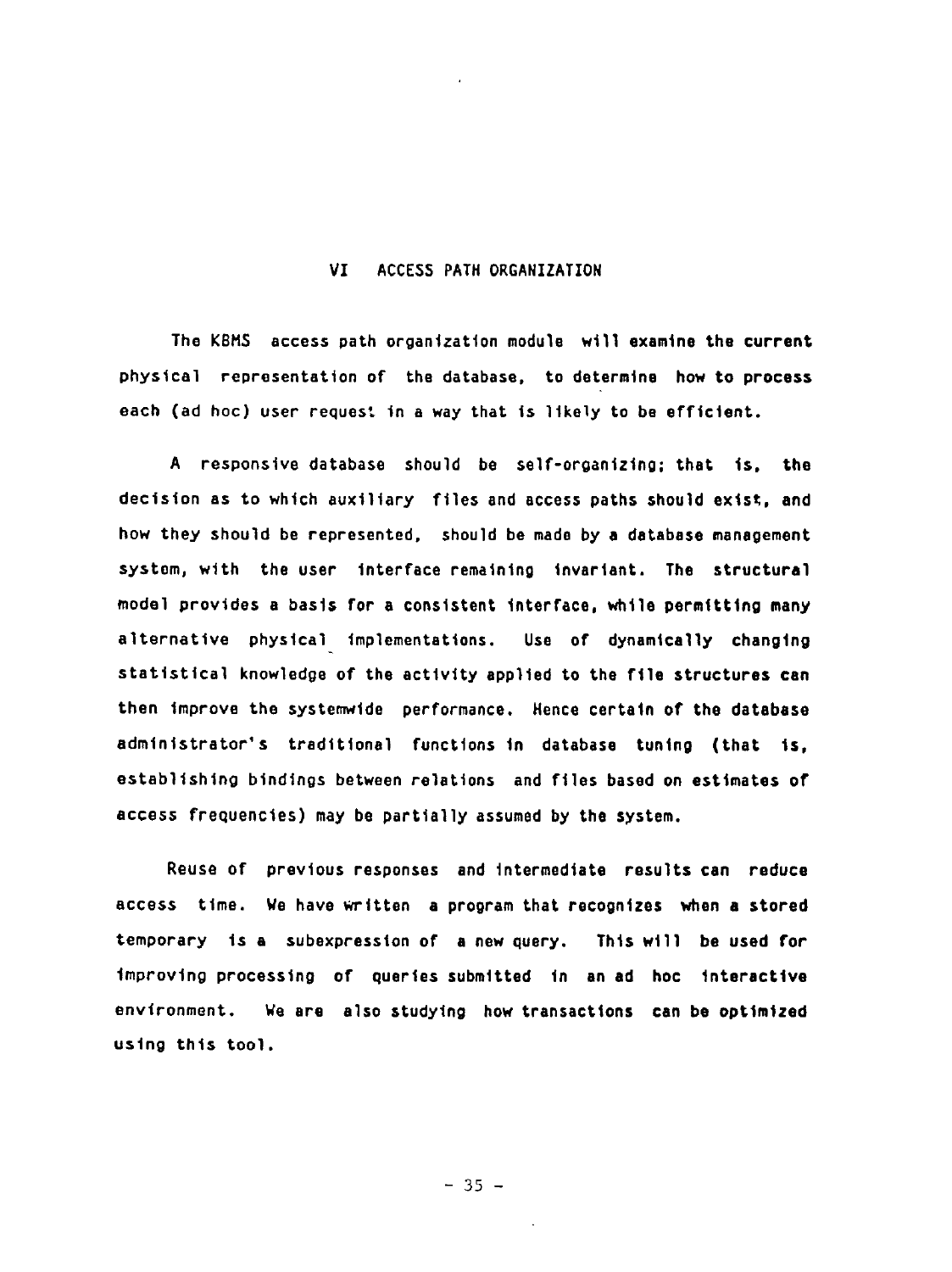## VI ACCESS PATH ORGANIZATION

The KBMS access path organization module will examine the current physical representation of the database, to determine how to process each (ad hoc) user request in a way that is likely to be efficient.

A responsive database should be self-organizing; that is, the decision as to which auxiliary files and access paths should exist, and how they should be represented, should be made by a database management system, with the user interface remaining invariant. The structural model provides a basis for a consistent interface, while permitting many alternative physical implementations. Use of dynamically changing statistical knowledge of the activity applied to the file structures can then improve the systemwide performance. Hence certain of the database administrator's traditional functions in database tuning (that is, establishing bindings between relations and files based on estimates of access frequencies) may be partially assumed by the system.

Reuse of previous responses and intermediate results can reduce access time. We have written a program that recognizes when a stored temporary is a subexpression of a new query. This will be used for improving processing of queries submitted in an ad hoc interactive environment. We are also studying how transactions can be optimized using this tool.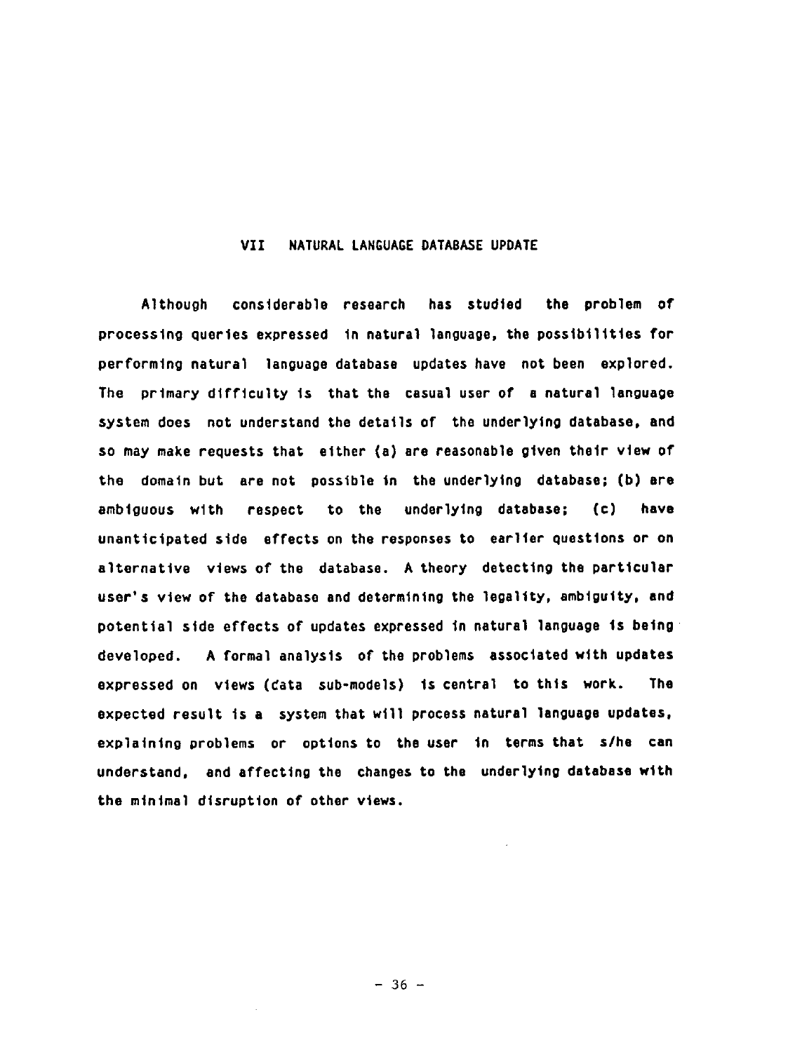## VII NATURAL LANGUAGE DATABASE UPDATE

Although considerable research has studied the problem of processing queries expressed in natural language, the possibilities for performing natural language database updates have not been explored. The primary difficulty is that the casual user of a natural language system does not understand the details of the underlying database, and so may make requests that either (a) are reasonable given their view of the domain but are not possible in the underlying database; (b) are ambiguous with respect to the underlying database; (c) have unanticipated side effects on the responses to earlier questions or on alternative views of the database. A theory detecting the particular user's view of the database and determining the legality, ambiguity, and potential side effects of updates expressed in natural language is being developed. A formal analysis of the problems associated with updates expressed on views (data sub-models) is central to this work. The expected result is a system that will process natural language updates, explaining problems or options to the user in terms that s/he can understand, and affecting the changes to the underlying database with the minimal disruption of other views.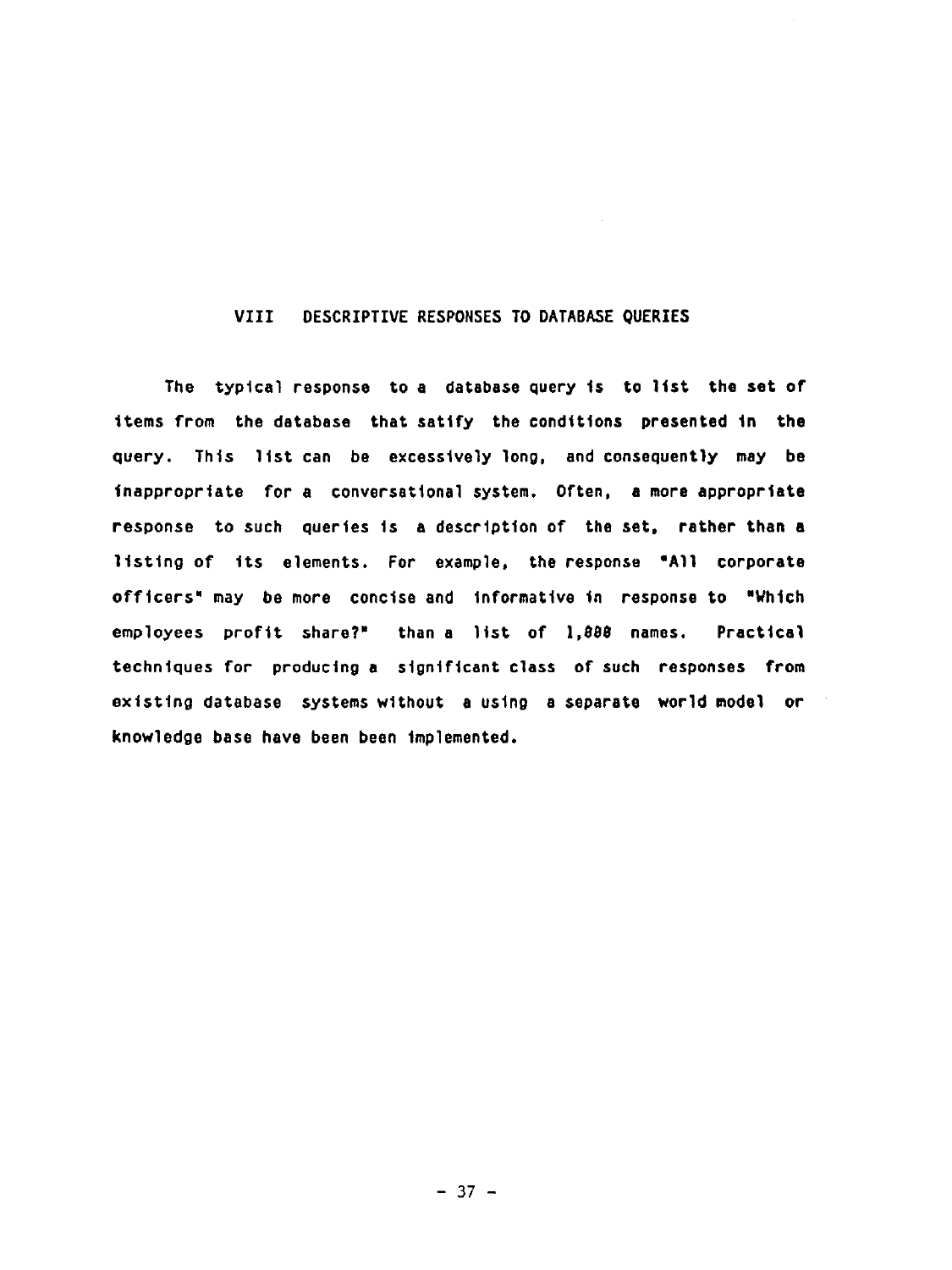# VIII DESCRIPTIVE RESPONSES TO DATABASE QUERIES

The typical response to a database query is to list the set of items from the database that satify the conditions presented in the query. This list can be excessively long, and consequently may be inappropriate for a conversational system. Often, a more appropriate response to such queries is a description of the set, rather than a listing of its elements. For example, the response "All corporate officers" may be more concise and informative in response to "Which employees profit share?" than a list of 1,000 names. Practical techniques for producing a significant class of such responses from existing database systems without a using a separate world model or knowledge base have been been implemented.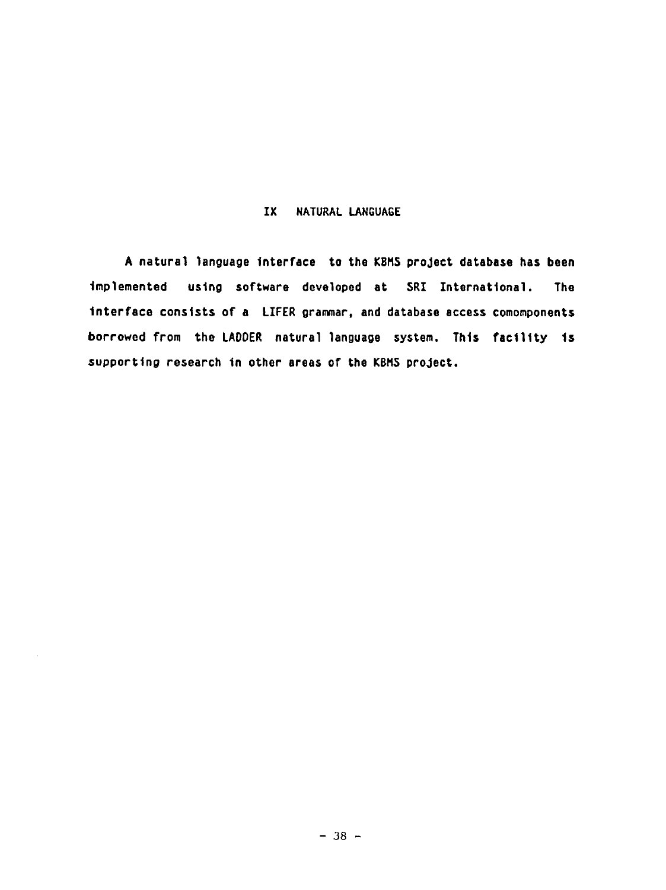# IX NATURAL LANGUAGE

A natural language interface to the KBMS project database has been implemented using software developed at SRI International. The interface consists of a LIFER grammar, and database access comomponents borrowed from the LADDER natural language system. This facility is supporting research in other areas of the KBMS project.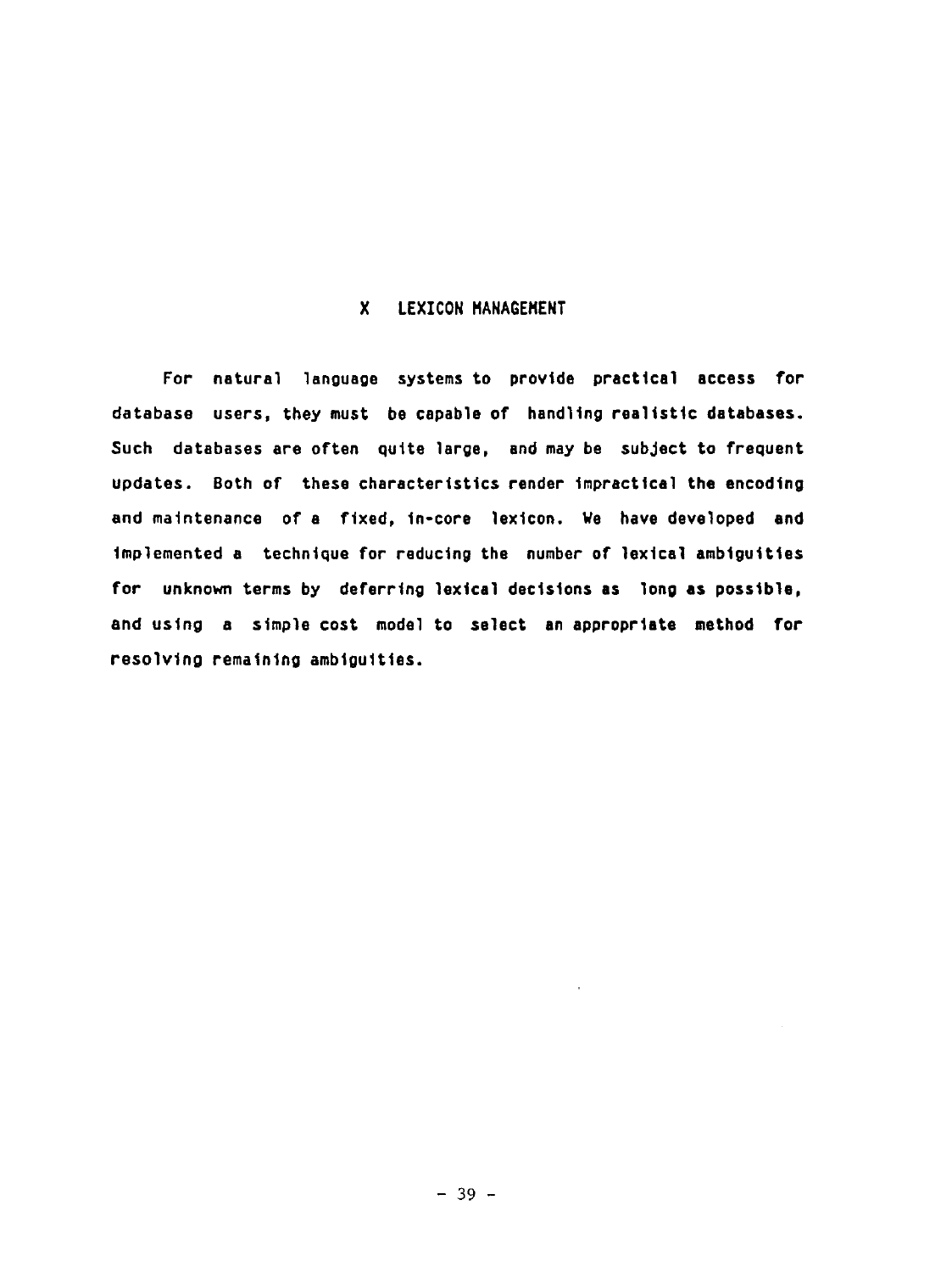# X LEXICON MANAGEMENT

For natural language systems to provide practical access for database users, they must be capable of handling realistic databases. Such databases are often quite large, and may be subject to frequent updates. Both of these characteristics render impractical the encoding and maintenance of a fixed, in-core lexicon. We have developed and implemented a technique for reducing the number of lexical ambiguities for unknown terms by deferring lexical decisions as long as possible, and using a simple cost model to select an appropriate method for resolving remaining ambiguities.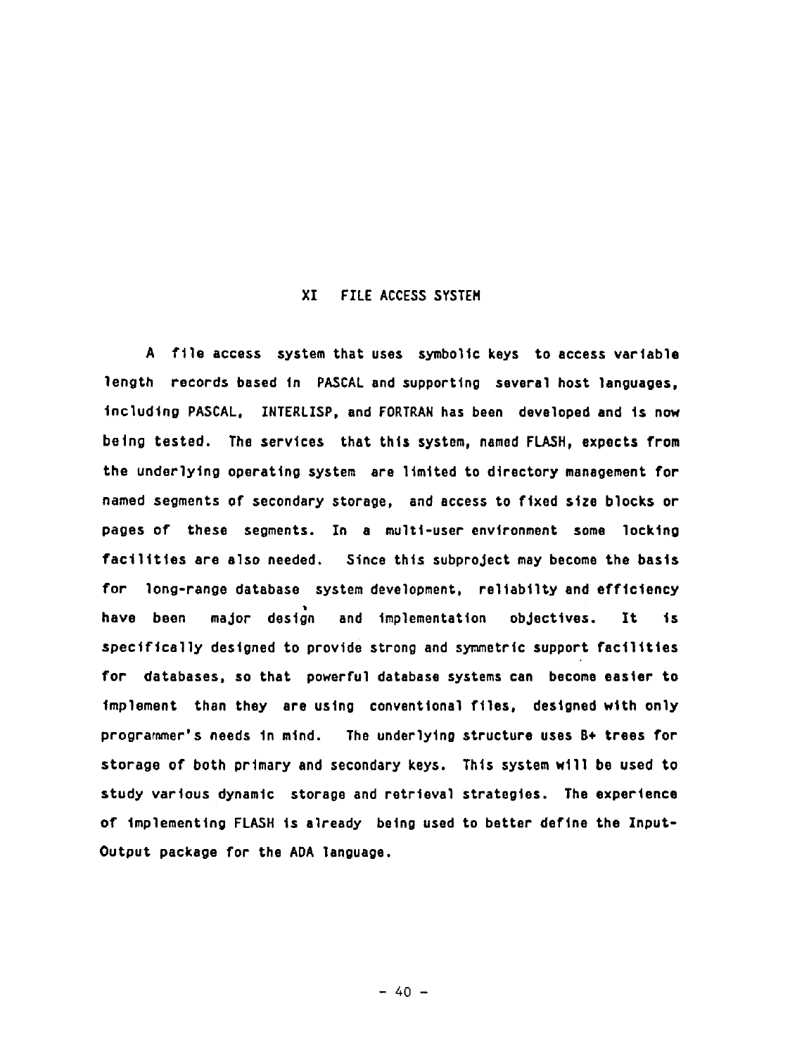# XI FILE ACCESS SYSTEM

A file access system that uses symbolic keys to access variable length records based in PASCAL and supporting several host languages, including PASCAL, INTERLISP, and FORTRAN has been developed and is now being tested. The services that this system, named FLASH, expects from the underlying operating system are limited to directory management for named segments of secondary storage, and access to fixed size blocks or pages of these segments. In a multi-user environment some locking facilities are also needed. Since this subproject may become the basis for long-range database system development, reliabilty and efficiency have been major design and implementation objectives. It is specifically designed to provide strong and symmetric support facilities for databases, so that powerful database systems can become easier to implement than they are using conventional files, designed with only programmer's needs in mind. The underlying structure uses B+ trees for storage of both primary and secondary keys. This system will be used to study various dynamic storage and retrieval strategies. The experience of implementing FLASH is already being used to better define the Input-Output package for the ADA language.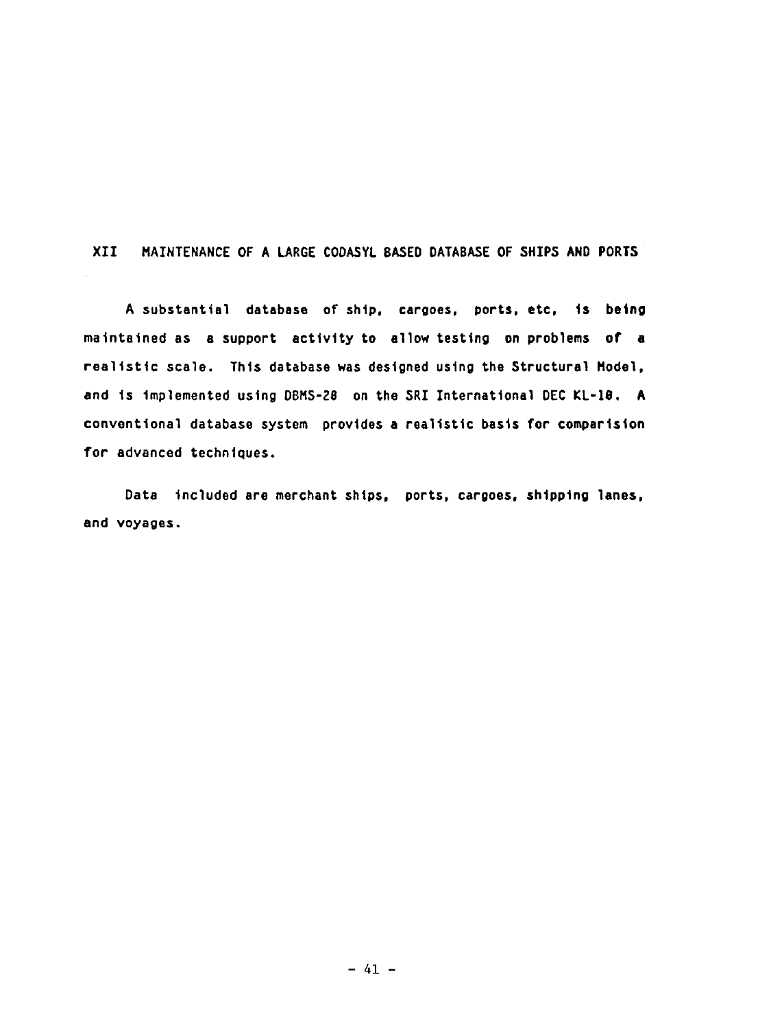## XII MAINTENANCE OF A LARGE CODASYL BASED DATABASE OF SHIPS AND PORTS

A substantial database of ship, cargoes, ports, etc, is being maintained as a support activity to allow testing on problems of a realistic scale. This database was designed using the Structural Model, and is implemented using DBMS-20 on the SRI International DEC KL-10. A conventional database system provides a realistic basis for comparision for advanced techniques.

Data included are merchant ships, ports, cargoes, shipping lanes, and voyages.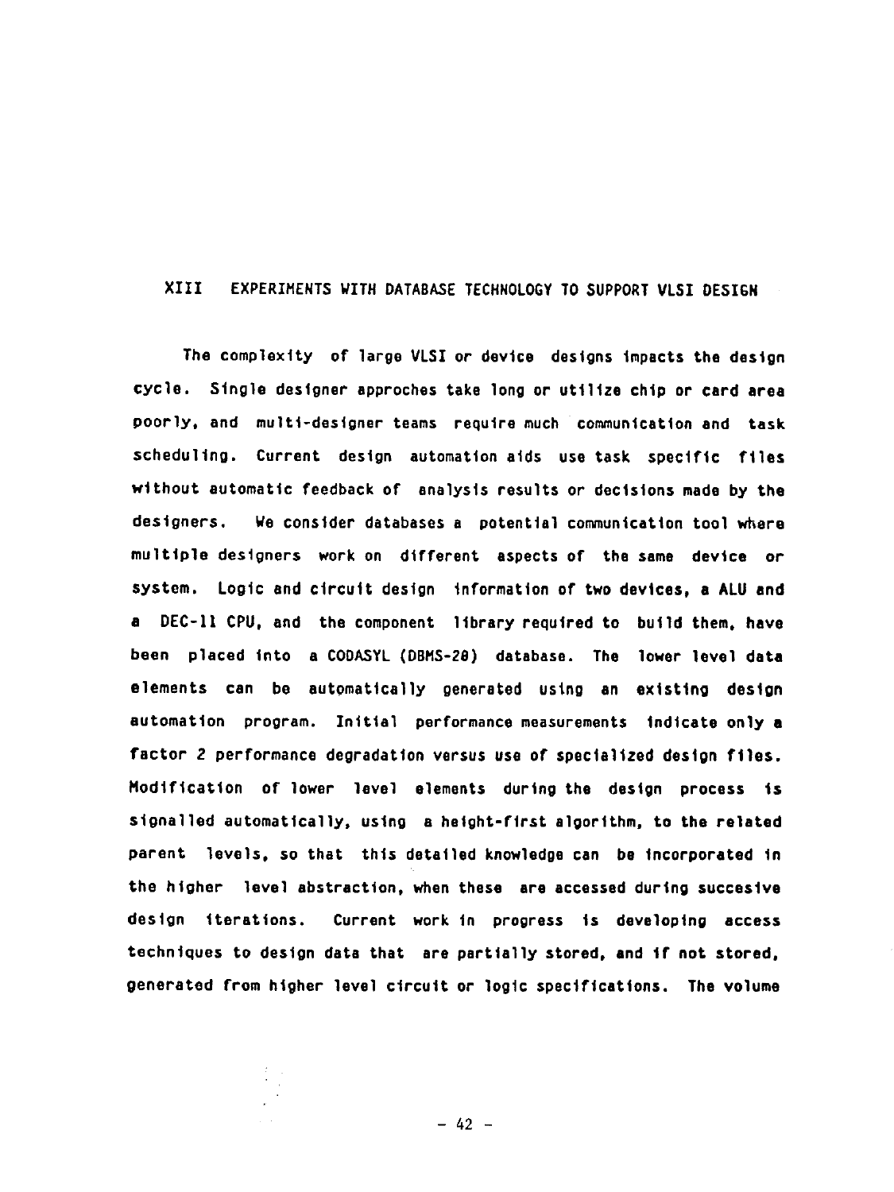## XIII EXPERIMENTS WITH DATABASE TECHNOLOGY TO SUPPORT VLSI DESIGN

The complexity of large VLSI or device designs impacts the design cycle. Single designer approches take long or utilize chip or card area poorly, and multi-designer teams require much communication and task scheduling. Current design automation aids use task specific files without automatic feedback of analysis results or decisions made by the designers. We consider databases a potential communication tool where multiple designers work on different aspects of the same device or system. Logic and circuit design information of two devices, a ALU and a DEC-11 CPU, and the component library required to build them, have been placed into a CODASYL (DBMS-20) database. The lower level data elements can be automatically generated using an existing design automation program. Initial performance measurements indicate only a factor 2 performance degradation versus use of specialized design files. Modification of lower level elements during the design process is signalled automatically, using a height-first algorithm, to the related parent levels, so that this detailed knowledge can be incorporated in the higher level abstraction, when these are accessed during succesive design iterations. Current work in progress is developing access techniques to design data that are partially stored, and if not stored, generated from higher level circuit or logic specifications. The volume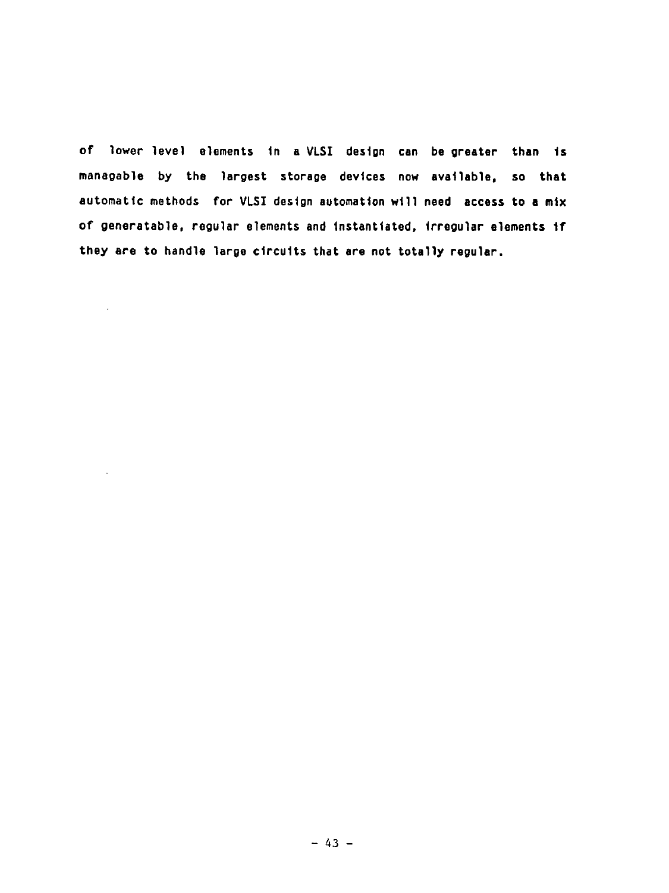of lower level elements in a VLSI design can be greater than is managable by the largest storage devices now available, so that automatic methods for VLSI design automation will need access to a mix of generatable, regular elements and instantiated, irregular elements if they are to handle large circuits that are not totally regular.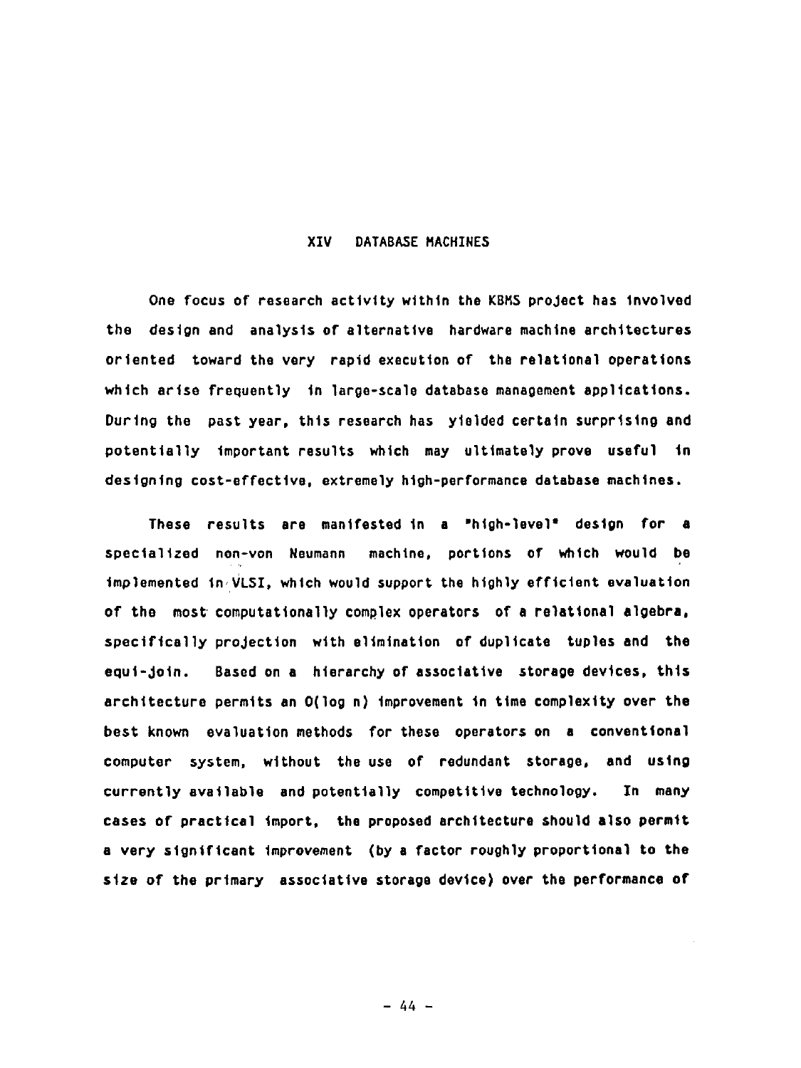# XIV DATABASE MACHINES

One focus of research activity within the KBMS project has involved the design and analysis of alternative hardware machine architectures oriented toward the very rapid execution of the relational operations which arise frequently in large-scale database management applications. During the past year, this research has yielded certain surprising and potentially important results which may ultimately prove useful in designing cost-effective, extremely high-performance database machines.

These results are manifested in a "high-level" design for a specialized non-von Neumann machine, portions of which would be implemented in VLSI, which would support the highly efficient evaluation of the most computationally complex operators of a relational algebra, specifically projection with elimination of duplicate tuples and the equi-join. Based on a hierarchy of associative storage devices, this architecture permits an $O(\log n)$ improvement in time complexity over the best known evaluation methods for these operators on a conventional computer system, without the use of redundant storage, and using currently available and potentially competitive technology. In many cases of practical import, the proposed architecture should also permit a very significant improvement (by a factor roughly proportional to the size of the primary associative storage device) over the performance of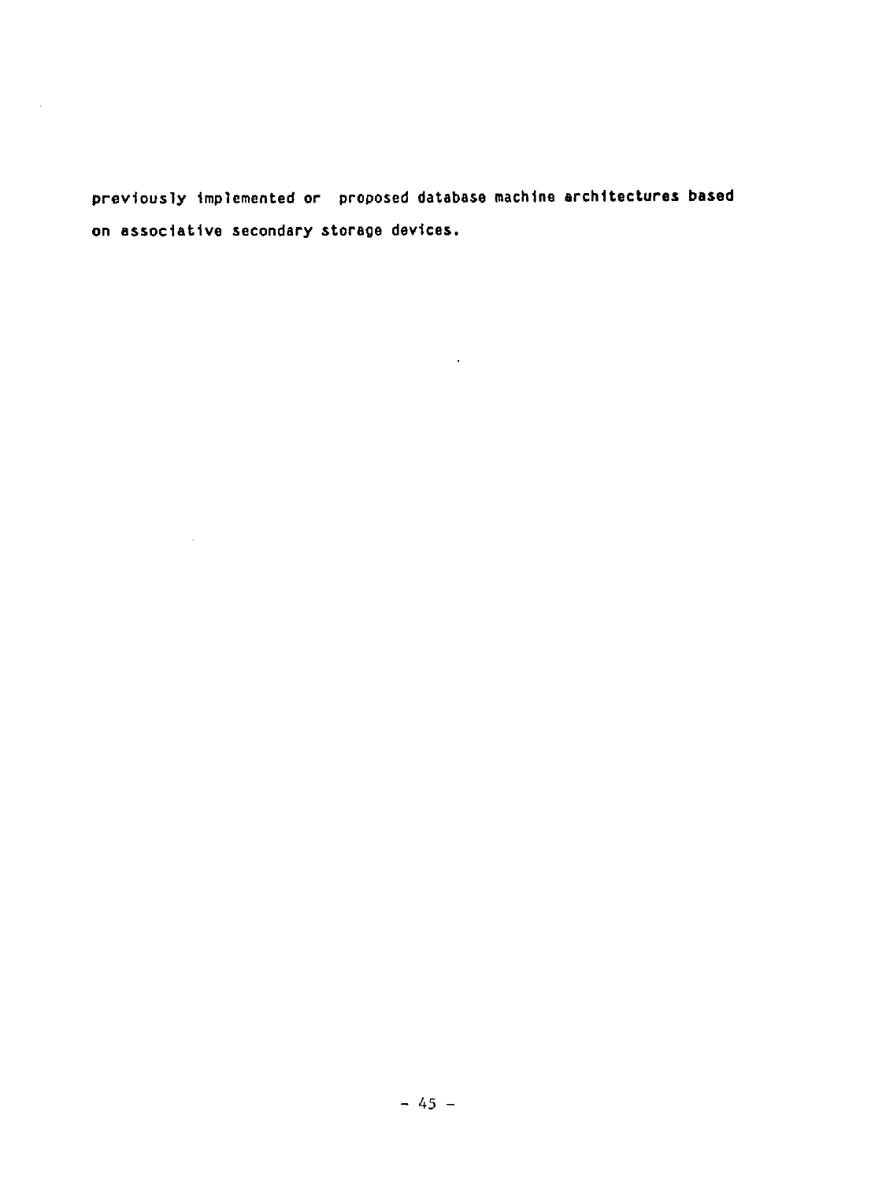previously implemented or proposed database machine architectures based on associative secondary storage devices.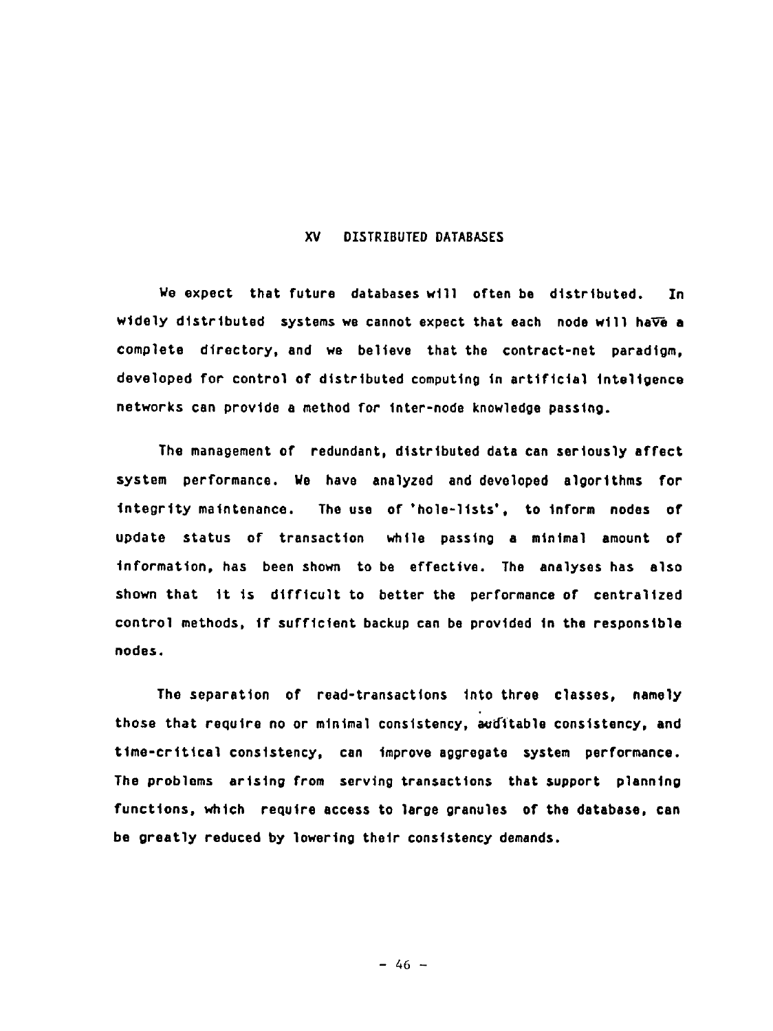# XV DISTRIBUTED DATABASES

We expect that future databases will often be distributed. In widely distributed systems we cannot expect that each node will have a complete directory, and we believe that the contract-net paradigm, developed for control of distributed computing in artificial inteligence networks can provide a method for inter-node knowledge passing.

The management of redundant, distributed data can seriously affect system performance. We have analyzed and developed algorithms for integrity maintenance. The use of 'hole-lists', to inform nodes of update status of transaction while passing a minimal amount of information, has been shown to be effective. The analyses has also shown that it is difficult to better the performance of centralized control methods, if sufficient backup can be provided in the responsible nodes.

The separation of read-transactions into three classes, namely those that require no or minimal consistency, auditable consistency, and time-critical consistency, can improve aggregate system performance. The problems arising from serving transactions that support planning functions, which require access to large granules of the database, can be greatly reduced by lowering their consistency demands.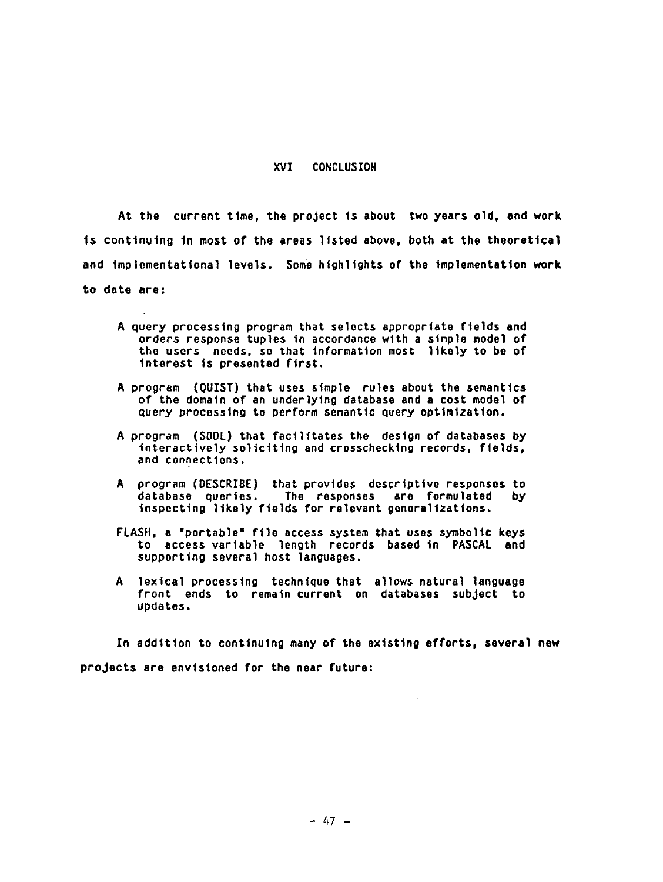# XVI CONCLUSION

At the current time, the project is about two years old, and work is continuing in most of the areas listed above, both at the theoretical and implementational levels. Some highlights of the implementation work to date are:

- A query processing program that selects appropriate fields and orders response tuples in accordance with a simple model of the users needs, so that information most likely to be of interest is presented first.

- A program (QUIST) that uses simple rules about the semantics of the domain of an underlying database and a cost model of query processing to perform semantic query optimization.

- A program (SDDL) that facilitates the design of databases by interactively soliciting and crosschecking records, fields, and connections.

- A program (DESCRIBE) that provides descriptive responses to database queries. The responses are formulated by inspecting likely fields for relevant generalizations.

- FLASH, a "portable" file access system that uses symbolic keys to access variable length records based in PASCAL and supporting several host languages.

- A lexical processing technique that allows natural language front ends to remain current on databases subject to updates.

In addition to continuing many of the existing efforts, several new projects are envisioned for the near future: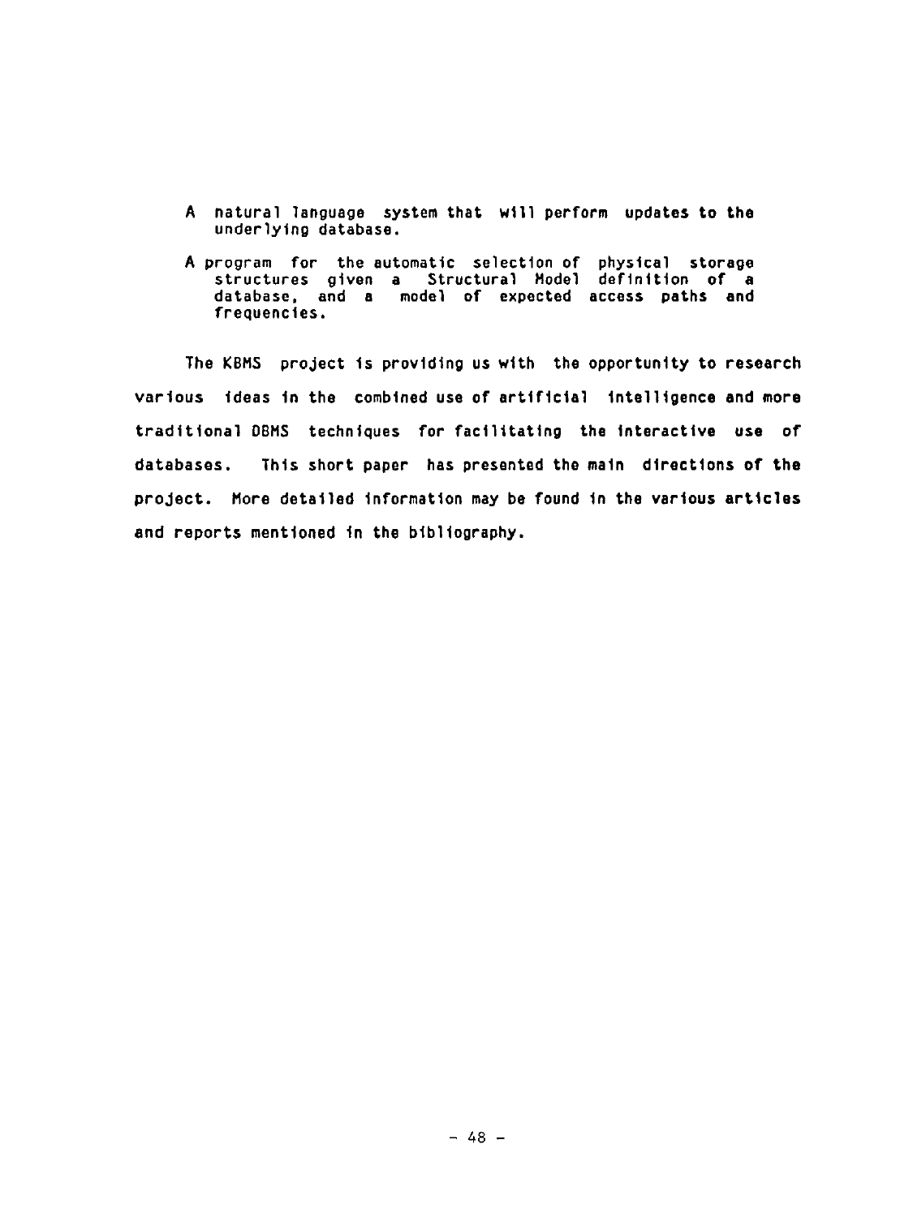- A natural language system that will perform updates to the underlying database.

- A program for the automatic selection of physical storage structures given a Structural Model definition of a database, and a model of expected access paths and frequencies.

The KBMS project is providing us with the opportunity to research various ideas in the combined use of artificial intelligence and more traditional DBMS techniques for facilitating the interactive use of databases. This short paper has presented the main directions of the project. More detailed information may be found in the various articles and reports mentioned in the bibliography.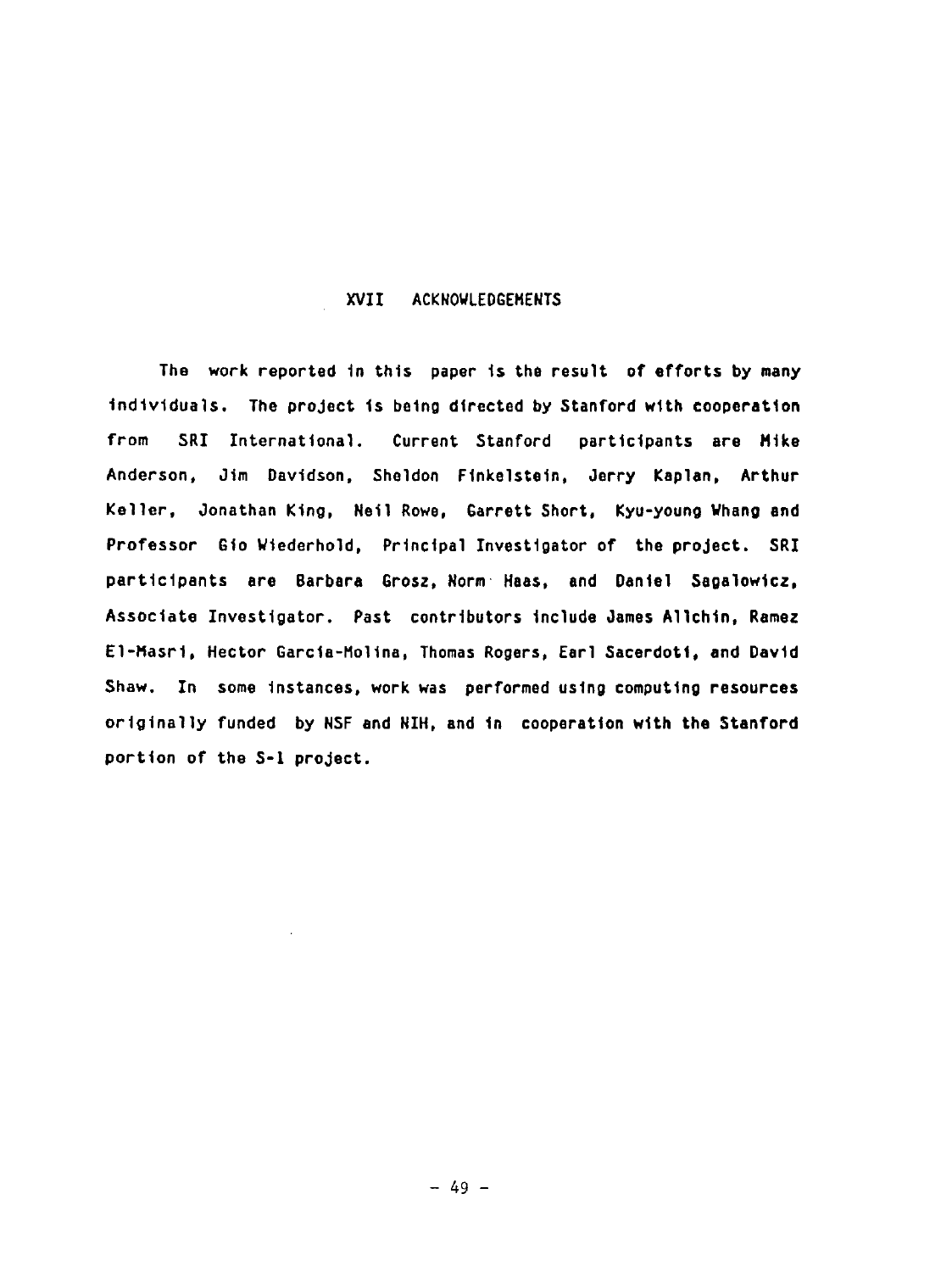## XVII ACKNOWLEDGEMENTS

The work reported in this paper is the result of efforts by many individuals. The project is being directed by Stanford with cooperation from SRI International. Current Stanford participants are Mike Anderson, Jim Davidson, Sheldon Finkelstein, Jerry Kaplan, Arthur Keller, Jonathan King, Neil Rowe, Garrett Short, Kyu-young Whang and Professor Gio Wiederhold, Principal Investigator of the project. SRI participants are Barbara Grosz, Norm Haas, and Daniel Sagalowicz, Associate Investigator. Past contributors include James Allchin, Ramez El-Masri, Hector Garcia-Molina, Thomas Rogers, Earl Sacerdoti, and David Shaw. In some instances, work was performed using computing resources originally funded by NSF and NIH, and in cooperation with the Stanford portion of the S-1 project.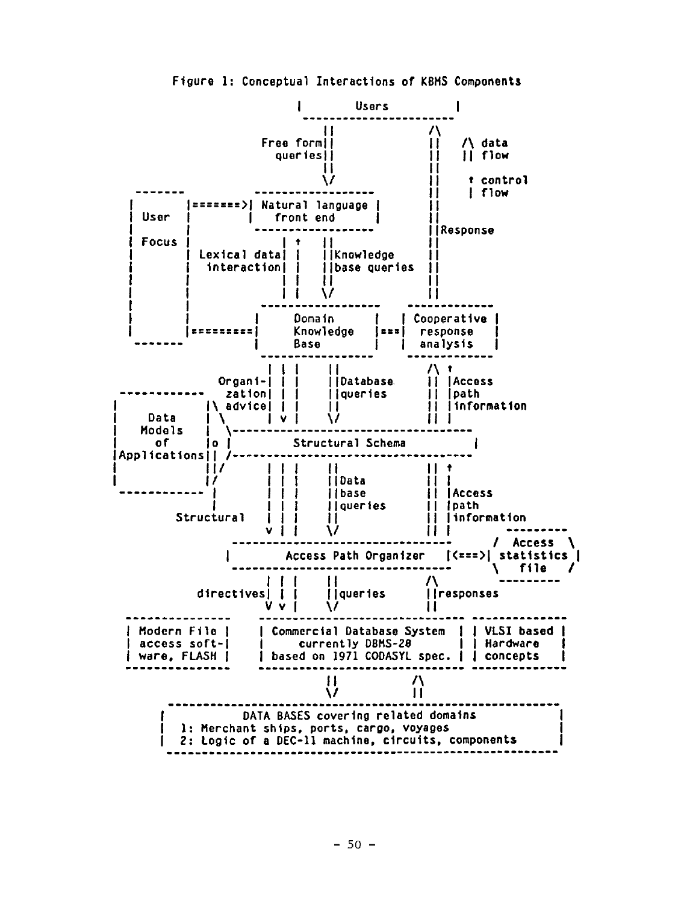Figure 1: Conceptual Interactions of KBMS Components

```
                                    |        Users            |
                                    ---------------------------
                                         ||             /\
                                Free form||             ||    /\ data
                                  queries||             ||    || flow
                                         ||             ||
                                         \/             ||    ↑ control
            -------            ------------------       ||    | flow
            |        |=======>| Natural language |      ||
            | User   |        |   front end      |      ||
            |        |         ------------------       ||Response
            | Focus  |              | ↑   ||            ||
            |        |  Lexical data| |   ||Knowledge   ||
            |        |   interaction| |   ||base queries||
            |        |              | |   ||            ||
            |        |              | |   \/            ||
            |        |         ------------------   -------------
            |        |        |     Domain       |  | Cooperative |
            |        |========|     Knowledge    |==|  response   |
            -------           |     Base         |  |  analysis   |
                               ------------------   -------------
                                | | |     ||           /\ ↑
                        Organi-| | |     ||Database   || |Access
          ------------   zation| | |     ||queries    || |path
         |            |\ advice| | |     ||           || |information
         |    Data    | \      | v |     \/           || |
         |   Models   |  \-------------------------------------
         |     of     |o |          Structural Schema          |
         |Applications|| /-------------------------------------
         |            ||/       | | |     ||           || ↑
         |            |/        | | |     ||Data       || |
          ------------ |        | | |     ||base       || |Access
                       |        | | |     ||queries    || |path
                  Structural    | | |     ||           || |information
                                v | |     \/           || |      ---------
                    -------------------------------------       / Access  \
                   |        Access Path Organizer       |<===>| statistics |
                    -------------------------------------       \  file    /
                                | | |     ||           /\        ---------
                      directives| | |     ||queries    ||responses
                                V v |     \/           ||
      --------------    ---------------------------------  -------------
      | Modern File |   | Commercial Database System     | | VLSI based |
      | access soft-|   |     currently DBMS-20          | | Hardware   |
      | ware, FLASH |   | based on 1971 CODASYL spec.    | | concepts   |
      --------------    ---------------------------------  -------------
                                     ||           /\
                                     \/           ||
         ------------------------------------------------------------
        |          DATA BASES covering related domains                |
        |   1: Merchant ships, ports, cargo, voyages                  |
        |   2: Logic of a DEC-11 machine, circuits, components        |
         ------------------------------------------------------------
```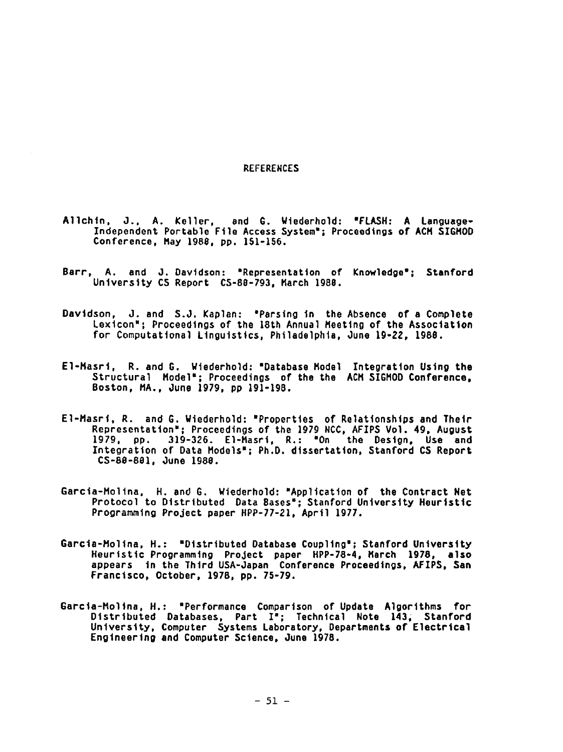# REFERENCES

Allchin, J., A. Keller, and G. Wiederhold: "FLASH: A Language-Independent Portable File Access System"; Proceedings of ACM SIGMOD Conference, May 1980, pp. 151-156.

Barr, A. and J. Davidson: "Representation of Knowledge"; Stanford University CS Report CS-80-793, March 1980.

Davidson, J. and S.J. Kaplan: "Parsing in the Absence of a Complete Lexicon"; Proceedings of the 18th Annual Meeting of the Association for Computational Linguistics, Philadelphia, June 19-22, 1980.

El-Masri, R. and G. Wiederhold: "Database Model Integration Using the Structural Model"; Proceedings of the the ACM SIGMOD Conference, Boston, MA., June 1979, pp 191-198.

El-Masri, R. and G. Wiederhold: "Properties of Relationships and Their Representation"; Proceedings of the 1979 NCC, AFIPS Vol. 49, August 1979, pp. 319-326. El-Masri, R.: "On the Design, Use and Integration of Data Models"; Ph.D. dissertation, Stanford CS Report CS-80-801, June 1980.

Garcia-Molina, H. and G. Wiederhold: "Application of the Contract Net Protocol to Distributed Data Bases"; Stanford University Heuristic Programming Project paper HPP-77-21, April 1977.

Garcia-Molina, H.: "Distributed Database Coupling"; Stanford University Heuristic Programming Project paper HPP-78-4, March 1978, also appears in the Third USA-Japan Conference Proceedings, AFIPS, San Francisco, October, 1978, pp. 75-79.

Garcia-Molina, H.: "Performance Comparison of Update Algorithms for Distributed Databases, Part I"; Technical Note 143, Stanford University, Computer Systems Laboratory, Departments of Electrical Engineering and Computer Science, June 1978.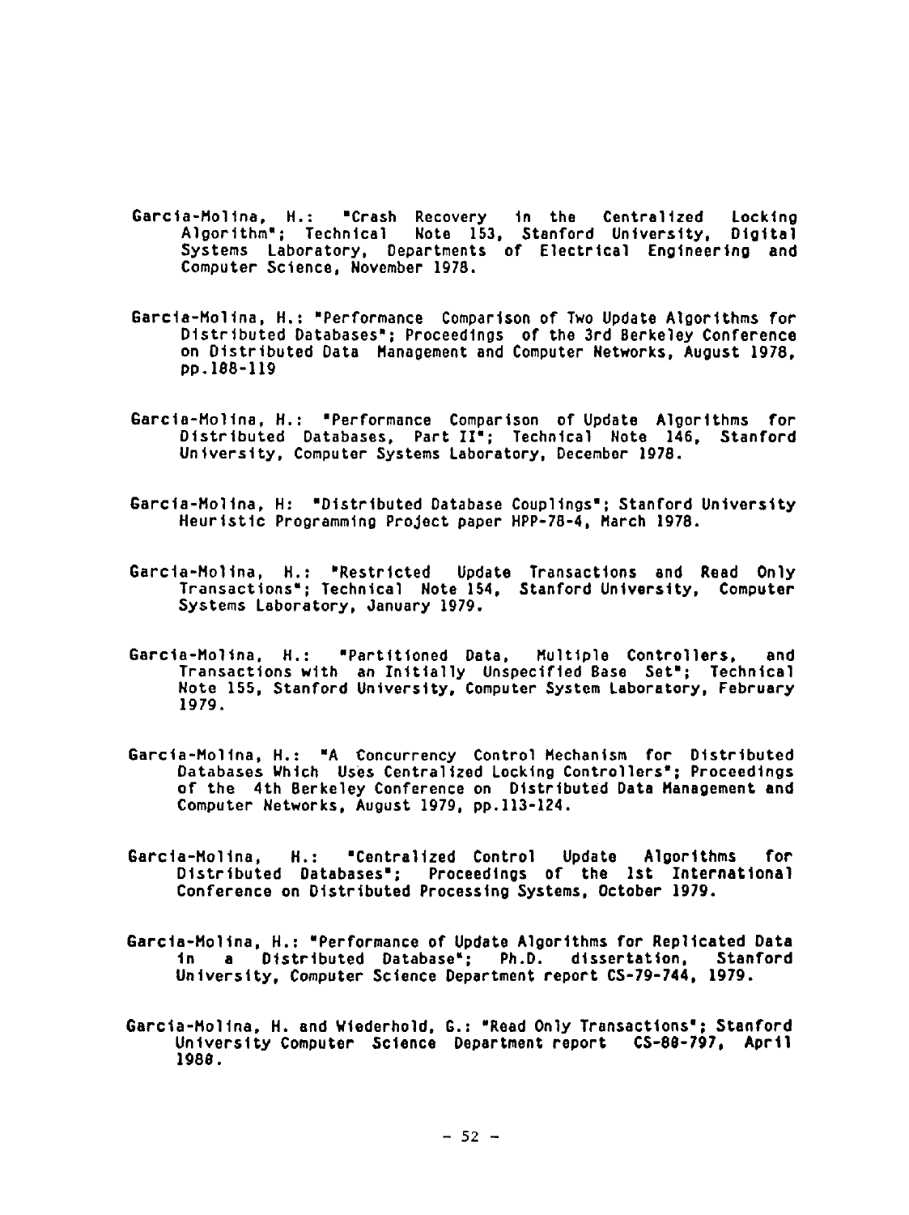Garcia-Molina, H.: "Crash Recovery in the Centralized Locking Algorithm"; Technical Note 153, Stanford University, Digital Systems Laboratory, Departments of Electrical Engineering and Computer Science, November 1978.

Garcia-Molina, H.: "Performance Comparison of Two Update Algorithms for Distributed Databases"; Proceedings of the 3rd Berkeley Conference on Distributed Data Management and Computer Networks, August 1978, pp.108-119

Garcia-Molina, H.: "Performance Comparison of Update Algorithms for Distributed Databases, Part II"; Technical Note 146, Stanford University, Computer Systems Laboratory, December 1978.

Garcia-Molina, H: "Distributed Database Couplings"; Stanford University Heuristic Programming Project paper HPP-78-4, March 1978.

Garcia-Molina, H.: "Restricted Update Transactions and Read Only Transactions"; Technical Note 154, Stanford University, Computer Systems Laboratory, January 1979.

Garcia-Molina, H.: "Partitioned Data, Multiple Controllers, and Transactions with an Initially Unspecified Base Set"; Technical Note 155, Stanford University, Computer System Laboratory, February 1979.

Garcia-Molina, H.: "A Concurrency Control Mechanism for Distributed Databases Which Uses Centralized Locking Controllers"; Proceedings of the 4th Berkeley Conference on Distributed Data Management and Computer Networks, August 1979, pp.113-124.

Garcia-Molina, H.: "Centralized Control Update Algorithms for Distributed Databases"; Proceedings of the 1st International Conference on Distributed Processing Systems, October 1979.

Garcia-Molina, H.: "Performance of Update Algorithms for Replicated Data in a Distributed Database"; Ph.D. dissertation, Stanford University, Computer Science Department report CS-79-744, 1979.

Garcia-Molina, H. and Wiederhold, G.: "Read Only Transactions"; Stanford University Computer Science Department report CS-80-797, April 1980.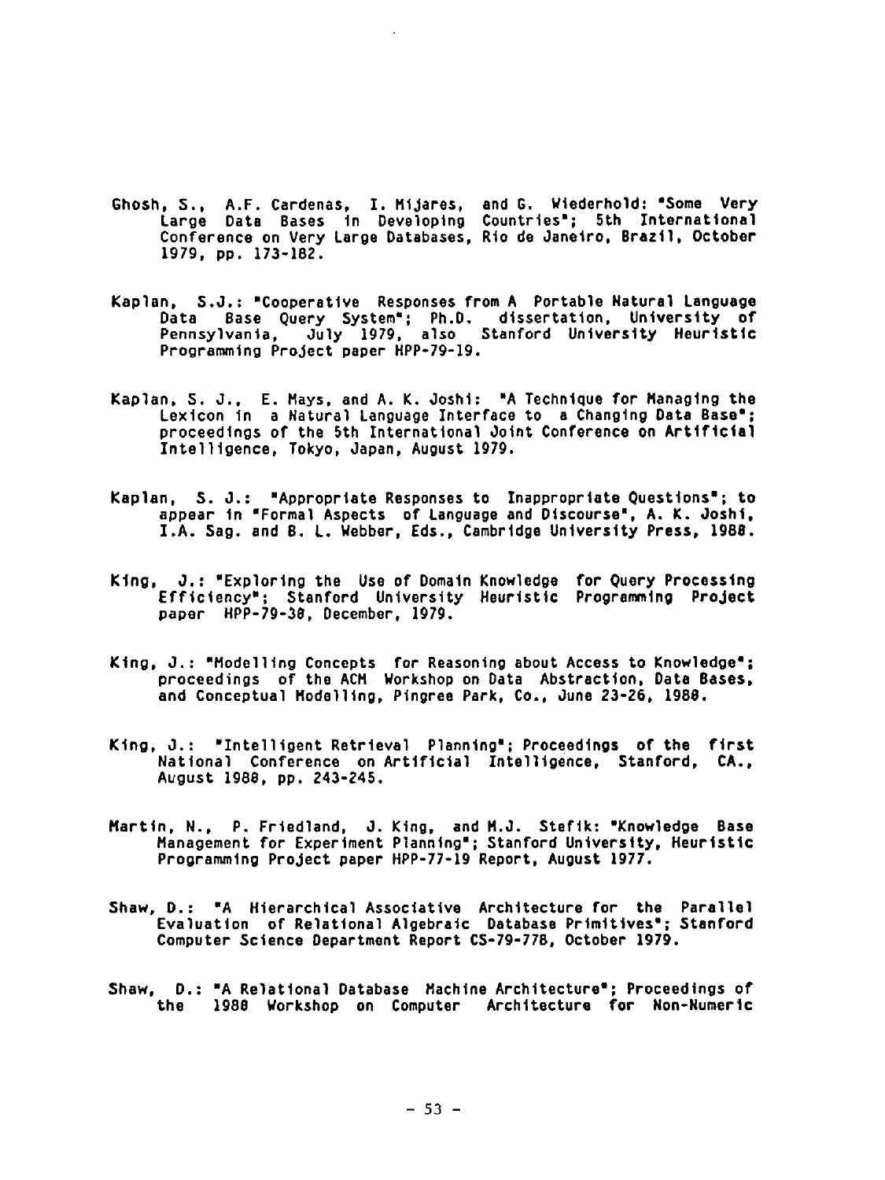Ghosh, S., A.F. Cardenas, I. Mijares, and G. Wiederhold: "Some Very Large Data Bases in Developing Countries"; 5th International Conference on Very Large Databases, Rio de Janeiro, Brazil, October 1979, pp. 173-182.

Kaplan, S.J.: "Cooperative Responses from A Portable Natural Language Data Base Query System"; Ph.D. dissertation, University of Pennsylvania, July 1979, also Stanford University Heuristic Programming Project paper HPP-79-19.

Kaplan, S. J., E. Mays, and A. K. Joshi: "A Technique for Managing the Lexicon in a Natural Language Interface to a Changing Data Base"; proceedings of the 5th International Joint Conference on Artificial Intelligence, Tokyo, Japan, August 1979.

Kaplan, S. J.: "Appropriate Responses to Inappropriate Questions"; to appear in "Formal Aspects of Language and Discourse", A. K. Joshi, I.A. Sag. and B. L. Webber, Eds., Cambridge University Press, 1980.

King, J.: "Exploring the Use of Domain Knowledge for Query Processing Efficiency"; Stanford University Heuristic Programming Project paper HPP-79-30, December, 1979.

King, J.: "Modelling Concepts for Reasoning about Access to Knowledge"; proceedings of the ACM Workshop on Data Abstraction, Data Bases, and Conceptual Modelling, Pingree Park, Co., June 23-26, 1980.

King, J.: "Intelligent Retrieval Planning"; Proceedings of the first National Conference on Artificial Intelligence, Stanford, CA., August 1980, pp. 243-245.

Martin, N., P. Friedland, J. King, and M.J. Stefik: "Knowledge Base Management for Experiment Planning"; Stanford University, Heuristic Programming Project paper HPP-77-19 Report, August 1977.

Shaw, D.: "A Hierarchical Associative Architecture for the Parallel Evaluation of Relational Algebraic Database Primitives"; Stanford Computer Science Department Report CS-79-778, October 1979.

Shaw, D.: "A Relational Database Machine Architecture"; Proceedings of the 1980 Workshop on Computer Architecture for Non-Numeric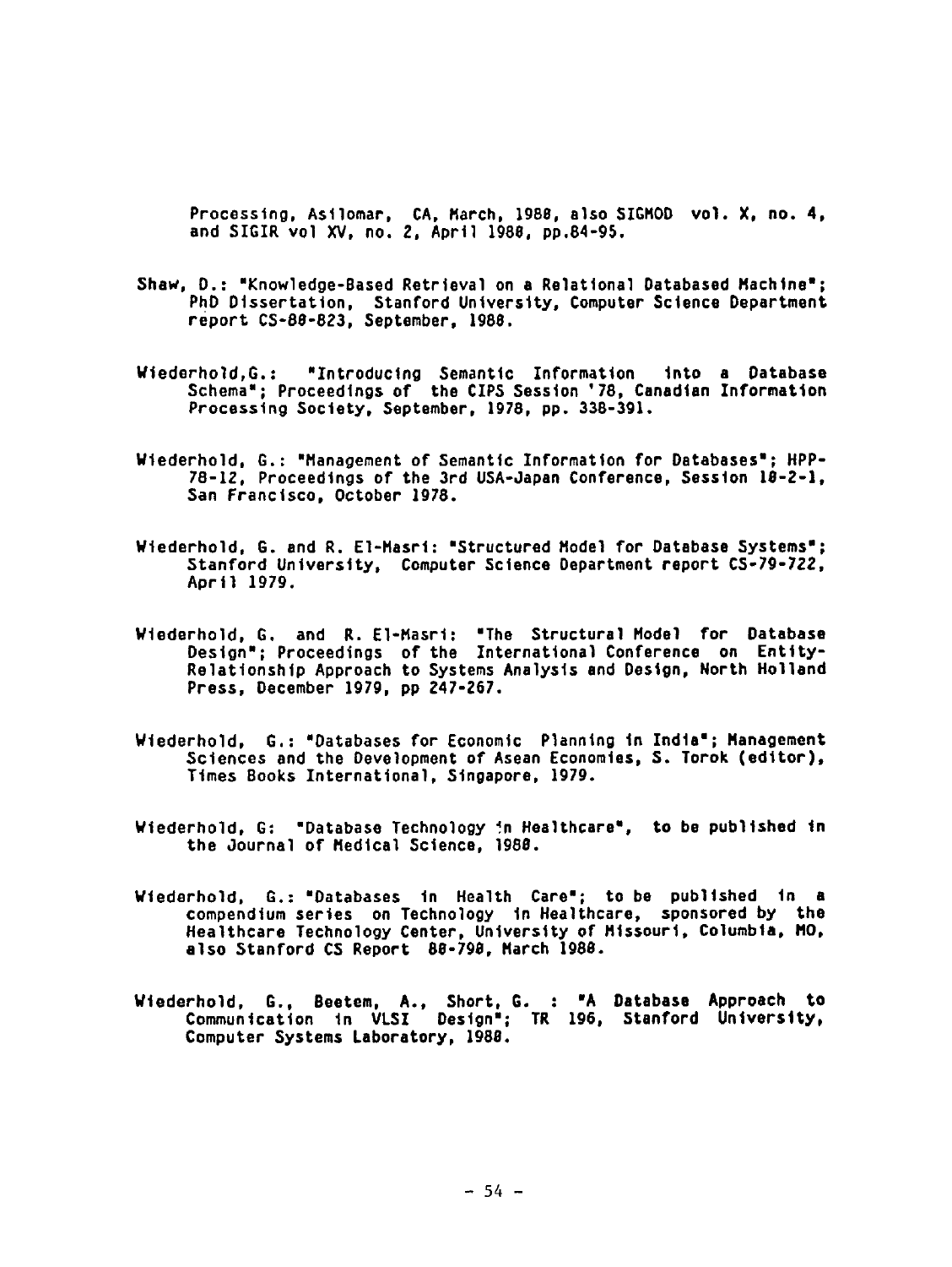Processing, Asilomar, CA, March, 1988, also SIGMOD vol. X, no. 4, and SIGIR vol XV, no. 2, April 1988, pp.84-95.

Shaw, D.: "Knowledge-Based Retrieval on a Relational Databased Machine"; PhD Dissertation, Stanford University, Computer Science Department report CS-88-823, September, 1988.

Wiederhold,G.: "Introducing Semantic Information into a Database Schema"; Proceedings of the CIPS Session '78, Canadian Information Processing Society, September, 1978, pp. 338-391.

Wiederhold, G.: "Management of Semantic Information for Databases"; HPP-78-12, Proceedings of the 3rd USA-Japan Conference, Session 18-2-1, San Francisco, October 1978.

Wiederhold, G. and R. El-Masri: "Structured Model for Database Systems"; Stanford University, Computer Science Department report CS-79-722, April 1979.

Wiederhold, G. and R. El-Masri: "The Structural Model for Database Design"; Proceedings of the International Conference on Entity-Relationship Approach to Systems Analysis and Design, North Holland Press, December 1979, pp 247-267.

Wiederhold, G.: "Databases for Economic Planning in India"; Management Sciences and the Development of Asean Economies, S. Torok (editor), Times Books International, Singapore, 1979.

Wiederhold, G: "Database Technology in Healthcare", to be published in the Journal of Medical Science, 1988.

Wiederhold, G.: "Databases in Health Care"; to be published in a compendium series on Technology in Healthcare, sponsored by the Healthcare Technology Center, University of Missouri, Columbia, MO, also Stanford CS Report 88-798, March 1988.

Wiederhold, G., Beetem, A., Short, G. : "A Database Approach to Communication in VLSI Design"; TR 196, Stanford University, Computer Systems Laboratory, 1988.